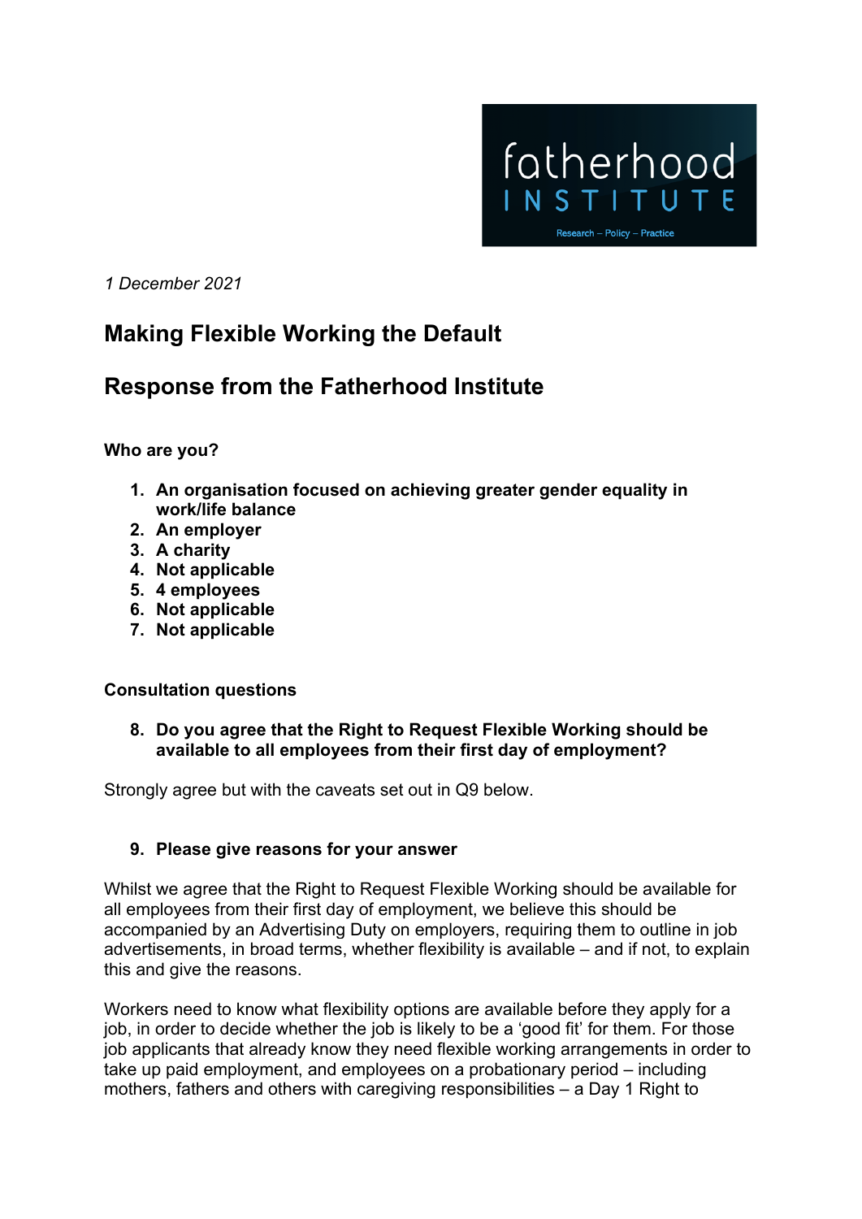fatherhood INSTITUTE

Research – Policy – Practice

*1 December 2021*

# Making Flexible Working the Default

# Response from the Fatherhood Institute

**Who are you?**

1. **An organisation focused on achieving greater gender equality in work/life balance**
2. **An employer**
3. **A charity**
4. **Not applicable**
5. **4 employees**
6. **Not applicable**
7. **Not applicable**

**Consultation questions**

8. **Do you agree that the Right to Request Flexible Working should be available to all employees from their first day of employment?**

Strongly agree but with the caveats set out in Q9 below.

9. **Please give reasons for your answer**

Whilst we agree that the Right to Request Flexible Working should be available for all employees from their first day of employment, we believe this should be accompanied by an Advertising Duty on employers, requiring them to outline in job advertisements, in broad terms, whether flexibility is available – and if not, to explain this and give the reasons.

Workers need to know what flexibility options are available before they apply for a job, in order to decide whether the job is likely to be a 'good fit' for them. For those job applicants that already know they need flexible working arrangements in order to take up paid employment, and employees on a probationary period – including mothers, fathers and others with caregiving responsibilities – a Day 1 Right to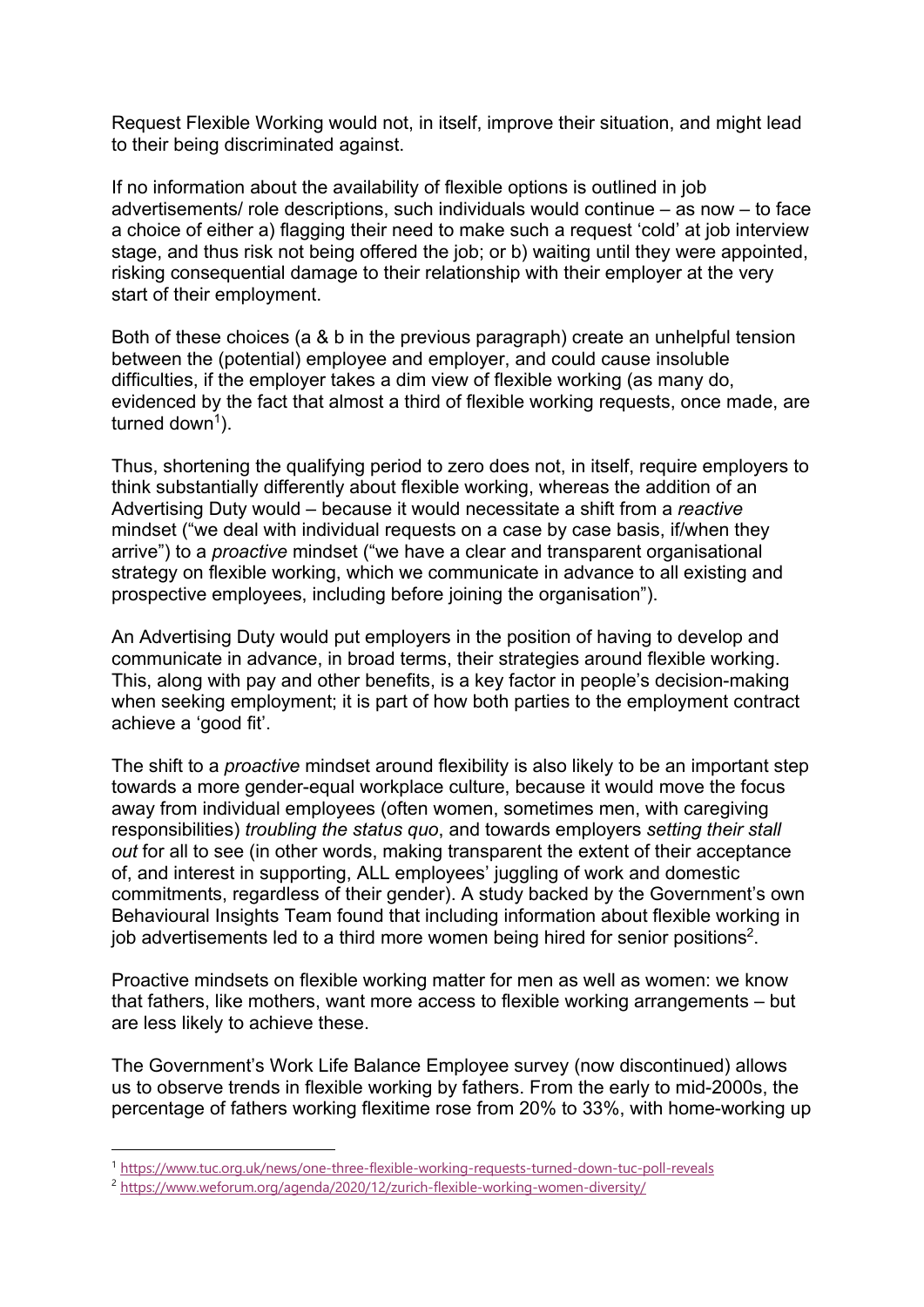Request Flexible Working would not, in itself, improve their situation, and might lead to their being discriminated against.

If no information about the availability of flexible options is outlined in job advertisements/ role descriptions, such individuals would continue – as now – to face a choice of either a) flagging their need to make such a request 'cold' at job interview stage, and thus risk not being offered the job; or b) waiting until they were appointed, risking consequential damage to their relationship with their employer at the very start of their employment.

Both of these choices (a & b in the previous paragraph) create an unhelpful tension between the (potential) employee and employer, and could cause insoluble difficulties, if the employer takes a dim view of flexible working (as many do, evidenced by the fact that almost a third of flexible working requests, once made, are turned down[1]).

Thus, shortening the qualifying period to zero does not, in itself, require employers to think substantially differently about flexible working, whereas the addition of an Advertising Duty would – because it would necessitate a shift from a *reactive* mindset ("we deal with individual requests on a case by case basis, if/when they arrive") to a *proactive* mindset ("we have a clear and transparent organisational strategy on flexible working, which we communicate in advance to all existing and prospective employees, including before joining the organisation").

An Advertising Duty would put employers in the position of having to develop and communicate in advance, in broad terms, their strategies around flexible working. This, along with pay and other benefits, is a key factor in people's decision-making when seeking employment; it is part of how both parties to the employment contract achieve a 'good fit'.

The shift to a *proactive* mindset around flexibility is also likely to be an important step towards a more gender-equal workplace culture, because it would move the focus away from individual employees (often women, sometimes men, with caregiving responsibilities) *troubling the status quo*, and towards employers *setting their stall out* for all to see (in other words, making transparent the extent of their acceptance of, and interest in supporting, ALL employees' juggling of work and domestic commitments, regardless of their gender). A study backed by the Government's own Behavioural Insights Team found that including information about flexible working in job advertisements led to a third more women being hired for senior positions[2].

Proactive mindsets on flexible working matter for men as well as women: we know that fathers, like mothers, want more access to flexible working arrangements – but are less likely to achieve these.

The Government's Work Life Balance Employee survey (now discontinued) allows us to observe trends in flexible working by fathers. From the early to mid-2000s, the percentage of fathers working flexitime rose from 20% to 33%, with home-working up

---

[1] https://www.tuc.org.uk/news/one-three-flexible-working-requests-turned-down-tuc-poll-reveals

[2] https://www.weforum.org/agenda/2020/12/zurich-flexible-working-women-diversity/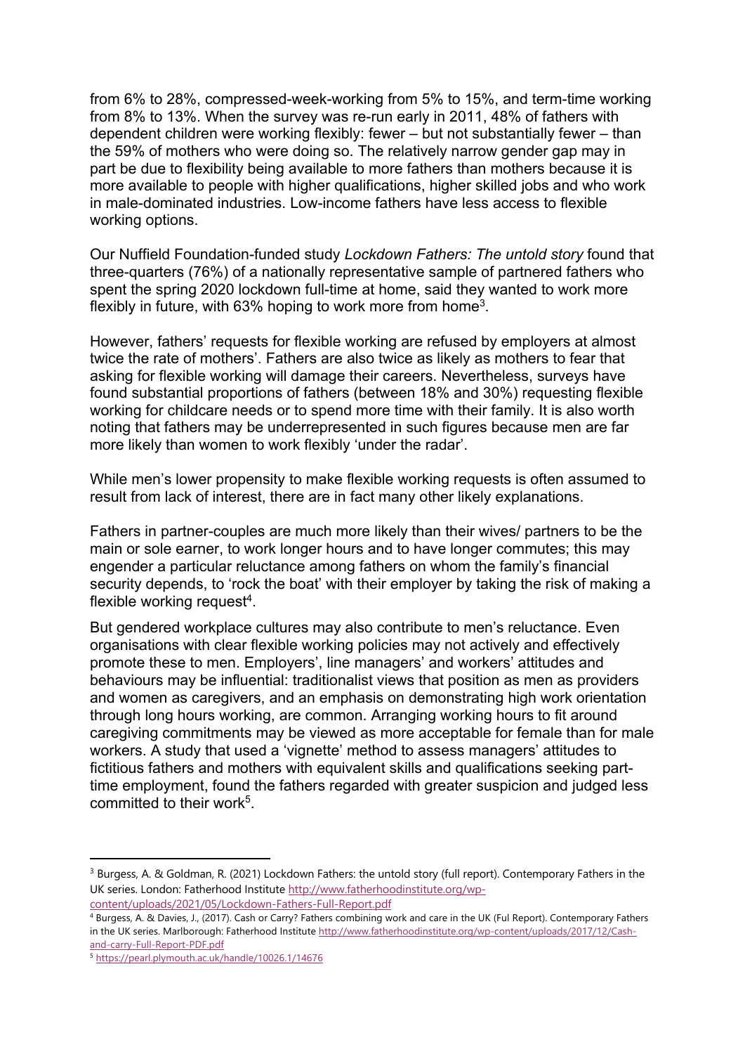from 6% to 28%, compressed-week-working from 5% to 15%, and term-time working from 8% to 13%. When the survey was re-run early in 2011, 48% of fathers with dependent children were working flexibly: fewer – but not substantially fewer – than the 59% of mothers who were doing so. The relatively narrow gender gap may in part be due to flexibility being available to more fathers than mothers because it is more available to people with higher qualifications, higher skilled jobs and who work in male-dominated industries. Low-income fathers have less access to flexible working options.

Our Nuffield Foundation-funded study *Lockdown Fathers: The untold story* found that three-quarters (76%) of a nationally representative sample of partnered fathers who spent the spring 2020 lockdown full-time at home, said they wanted to work more flexibly in future, with 63% hoping to work more from home[3].

However, fathers' requests for flexible working are refused by employers at almost twice the rate of mothers'. Fathers are also twice as likely as mothers to fear that asking for flexible working will damage their careers. Nevertheless, surveys have found substantial proportions of fathers (between 18% and 30%) requesting flexible working for childcare needs or to spend more time with their family. It is also worth noting that fathers may be underrepresented in such figures because men are far more likely than women to work flexibly 'under the radar'.

While men's lower propensity to make flexible working requests is often assumed to result from lack of interest, there are in fact many other likely explanations.

Fathers in partner-couples are much more likely than their wives/ partners to be the main or sole earner, to work longer hours and to have longer commutes; this may engender a particular reluctance among fathers on whom the family's financial security depends, to 'rock the boat' with their employer by taking the risk of making a flexible working request[4].

But gendered workplace cultures may also contribute to men's reluctance. Even organisations with clear flexible working policies may not actively and effectively promote these to men. Employers', line managers' and workers' attitudes and behaviours may be influential: traditionalist views that position as men as providers and women as caregivers, and an emphasis on demonstrating high work orientation through long hours working, are common. Arranging working hours to fit around caregiving commitments may be viewed as more acceptable for female than for male workers. A study that used a 'vignette' method to assess managers' attitudes to fictitious fathers and mothers with equivalent skills and qualifications seeking part-time employment, found the fathers regarded with greater suspicion and judged less committed to their work[5].

---

[3] Burgess, A. & Goldman, R. (2021) Lockdown Fathers: the untold story (full report). Contemporary Fathers in the UK series. London: Fatherhood Institute http://www.fatherhoodinstitute.org/wp-content/uploads/2021/05/Lockdown-Fathers-Full-Report.pdf

[4] Burgess, A. & Davies, J., (2017). Cash or Carry? Fathers combining work and care in the UK (Ful Report). Contemporary Fathers in the UK series. Marlborough: Fatherhood Institute http://www.fatherhoodinstitute.org/wp-content/uploads/2017/12/Cash-and-carry-Full-Report-PDF.pdf

[5] https://pearl.plymouth.ac.uk/handle/10026.1/14676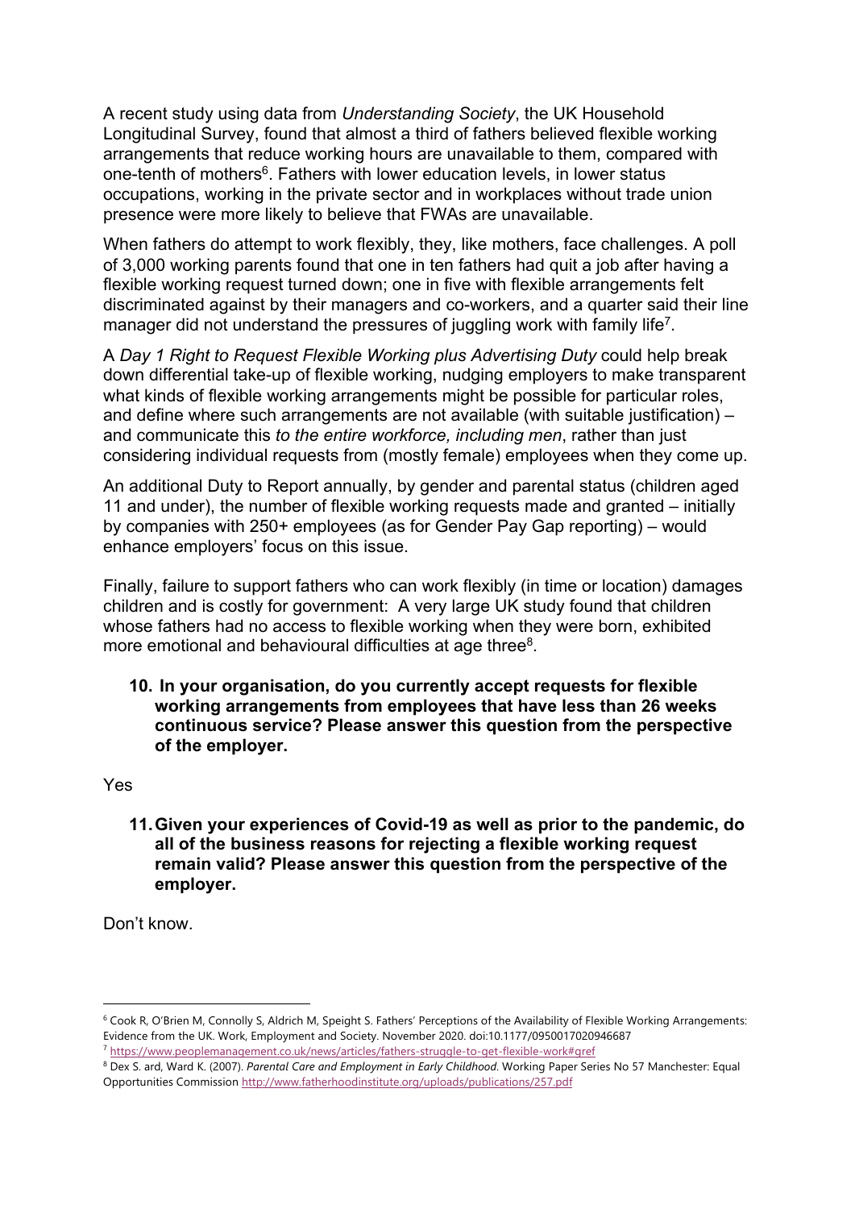A recent study using data from *Understanding Society*, the UK Household Longitudinal Survey, found that almost a third of fathers believed flexible working arrangements that reduce working hours are unavailable to them, compared with one-tenth of mothers[6]. Fathers with lower education levels, in lower status occupations, working in the private sector and in workplaces without trade union presence were more likely to believe that FWAs are unavailable.

When fathers do attempt to work flexibly, they, like mothers, face challenges. A poll of 3,000 working parents found that one in ten fathers had quit a job after having a flexible working request turned down; one in five with flexible arrangements felt discriminated against by their managers and co-workers, and a quarter said their line manager did not understand the pressures of juggling work with family life[7].

A *Day 1 Right to Request Flexible Working plus Advertising Duty* could help break down differential take-up of flexible working, nudging employers to make transparent what kinds of flexible working arrangements might be possible for particular roles, and define where such arrangements are not available (with suitable justification) – and communicate this *to the entire workforce, including men*, rather than just considering individual requests from (mostly female) employees when they come up.

An additional Duty to Report annually, by gender and parental status (children aged 11 and under), the number of flexible working requests made and granted – initially by companies with 250+ employees (as for Gender Pay Gap reporting) – would enhance employers' focus on this issue.

Finally, failure to support fathers who can work flexibly (in time or location) damages children and is costly for government: A very large UK study found that children whose fathers had no access to flexible working when they were born, exhibited more emotional and behavioural difficulties at age three[8].

**10. In your organisation, do you currently accept requests for flexible working arrangements from employees that have less than 26 weeks continuous service? Please answer this question from the perspective of the employer.**

Yes

**11. Given your experiences of Covid-19 as well as prior to the pandemic, do all of the business reasons for rejecting a flexible working request remain valid? Please answer this question from the perspective of the employer.**

Don't know.

---

[6] Cook R, O'Brien M, Connolly S, Aldrich M, Speight S. Fathers' Perceptions of the Availability of Flexible Working Arrangements: Evidence from the UK. Work, Employment and Society. November 2020. doi:10.1177/0950017020946687

[7] https://www.peoplemanagement.co.uk/news/articles/fathers-struggle-to-get-flexible-work#gref

[8] Dex S. ard, Ward K. (2007). *Parental Care and Employment in Early Childhood*. Working Paper Series No 57 Manchester: Equal Opportunities Commission http://www.fatherhoodinstitute.org/uploads/publications/257.pdf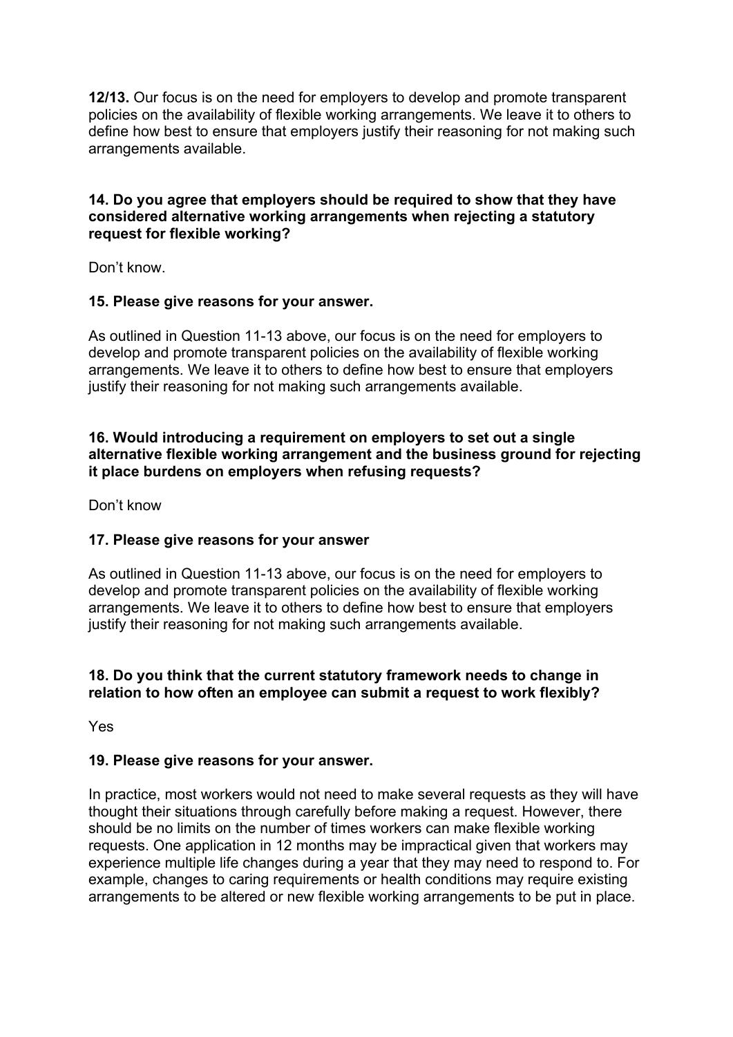**12/13.** Our focus is on the need for employers to develop and promote transparent policies on the availability of flexible working arrangements. We leave it to others to define how best to ensure that employers justify their reasoning for not making such arrangements available.

**14. Do you agree that employers should be required to show that they have considered alternative working arrangements when rejecting a statutory request for flexible working?**

Don't know.

**15. Please give reasons for your answer.**

As outlined in Question 11-13 above, our focus is on the need for employers to develop and promote transparent policies on the availability of flexible working arrangements. We leave it to others to define how best to ensure that employers justify their reasoning for not making such arrangements available.

**16. Would introducing a requirement on employers to set out a single alternative flexible working arrangement and the business ground for rejecting it place burdens on employers when refusing requests?**

Don't know

**17. Please give reasons for your answer**

As outlined in Question 11-13 above, our focus is on the need for employers to develop and promote transparent policies on the availability of flexible working arrangements. We leave it to others to define how best to ensure that employers justify their reasoning for not making such arrangements available.

**18. Do you think that the current statutory framework needs to change in relation to how often an employee can submit a request to work flexibly?**

Yes

**19. Please give reasons for your answer.**

In practice, most workers would not need to make several requests as they will have thought their situations through carefully before making a request. However, there should be no limits on the number of times workers can make flexible working requests. One application in 12 months may be impractical given that workers may experience multiple life changes during a year that they may need to respond to. For example, changes to caring requirements or health conditions may require existing arrangements to be altered or new flexible working arrangements to be put in place.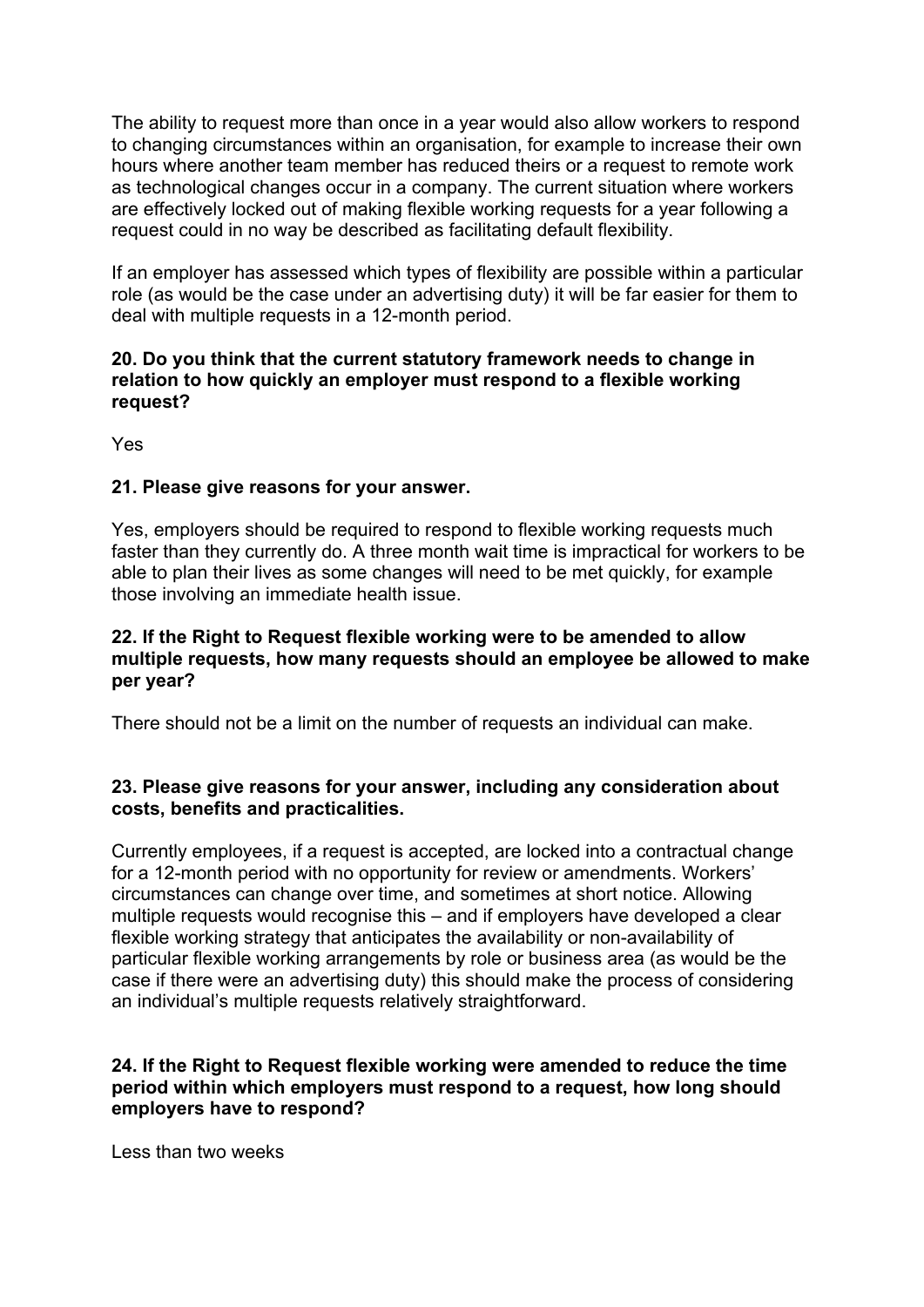The ability to request more than once in a year would also allow workers to respond to changing circumstances within an organisation, for example to increase their own hours where another team member has reduced theirs or a request to remote work as technological changes occur in a company. The current situation where workers are effectively locked out of making flexible working requests for a year following a request could in no way be described as facilitating default flexibility.

If an employer has assessed which types of flexibility are possible within a particular role (as would be the case under an advertising duty) it will be far easier for them to deal with multiple requests in a 12-month period.

**20. Do you think that the current statutory framework needs to change in relation to how quickly an employer must respond to a flexible working request?**

Yes

**21. Please give reasons for your answer.**

Yes, employers should be required to respond to flexible working requests much faster than they currently do. A three month wait time is impractical for workers to be able to plan their lives as some changes will need to be met quickly, for example those involving an immediate health issue.

**22. If the Right to Request flexible working were to be amended to allow multiple requests, how many requests should an employee be allowed to make per year?**

There should not be a limit on the number of requests an individual can make.

**23. Please give reasons for your answer, including any consideration about costs, benefits and practicalities.**

Currently employees, if a request is accepted, are locked into a contractual change for a 12-month period with no opportunity for review or amendments. Workers' circumstances can change over time, and sometimes at short notice. Allowing multiple requests would recognise this – and if employers have developed a clear flexible working strategy that anticipates the availability or non-availability of particular flexible working arrangements by role or business area (as would be the case if there were an advertising duty) this should make the process of considering an individual's multiple requests relatively straightforward.

**24. If the Right to Request flexible working were amended to reduce the time period within which employers must respond to a request, how long should employers have to respond?**

Less than two weeks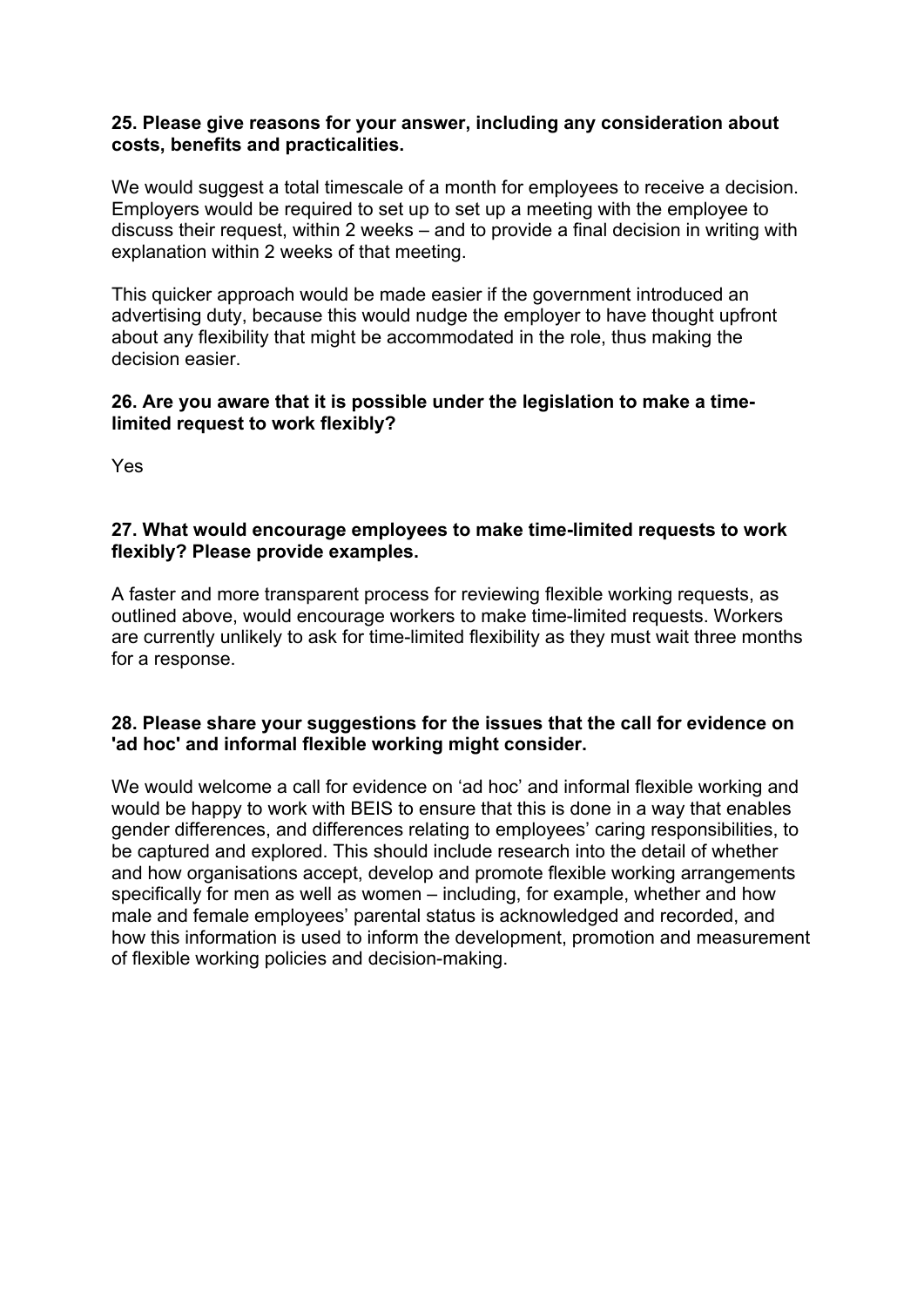**25. Please give reasons for your answer, including any consideration about costs, benefits and practicalities.**

We would suggest a total timescale of a month for employees to receive a decision. Employers would be required to set up to set up a meeting with the employee to discuss their request, within 2 weeks – and to provide a final decision in writing with explanation within 2 weeks of that meeting.

This quicker approach would be made easier if the government introduced an advertising duty, because this would nudge the employer to have thought upfront about any flexibility that might be accommodated in the role, thus making the decision easier.

**26. Are you aware that it is possible under the legislation to make a time-limited request to work flexibly?**

Yes

**27. What would encourage employees to make time-limited requests to work flexibly? Please provide examples.**

A faster and more transparent process for reviewing flexible working requests, as outlined above, would encourage workers to make time-limited requests. Workers are currently unlikely to ask for time-limited flexibility as they must wait three months for a response.

**28. Please share your suggestions for the issues that the call for evidence on 'ad hoc' and informal flexible working might consider.**

We would welcome a call for evidence on 'ad hoc' and informal flexible working and would be happy to work with BEIS to ensure that this is done in a way that enables gender differences, and differences relating to employees' caring responsibilities, to be captured and explored. This should include research into the detail of whether and how organisations accept, develop and promote flexible working arrangements specifically for men as well as women – including, for example, whether and how male and female employees' parental status is acknowledged and recorded, and how this information is used to inform the development, promotion and measurement of flexible working policies and decision-making.